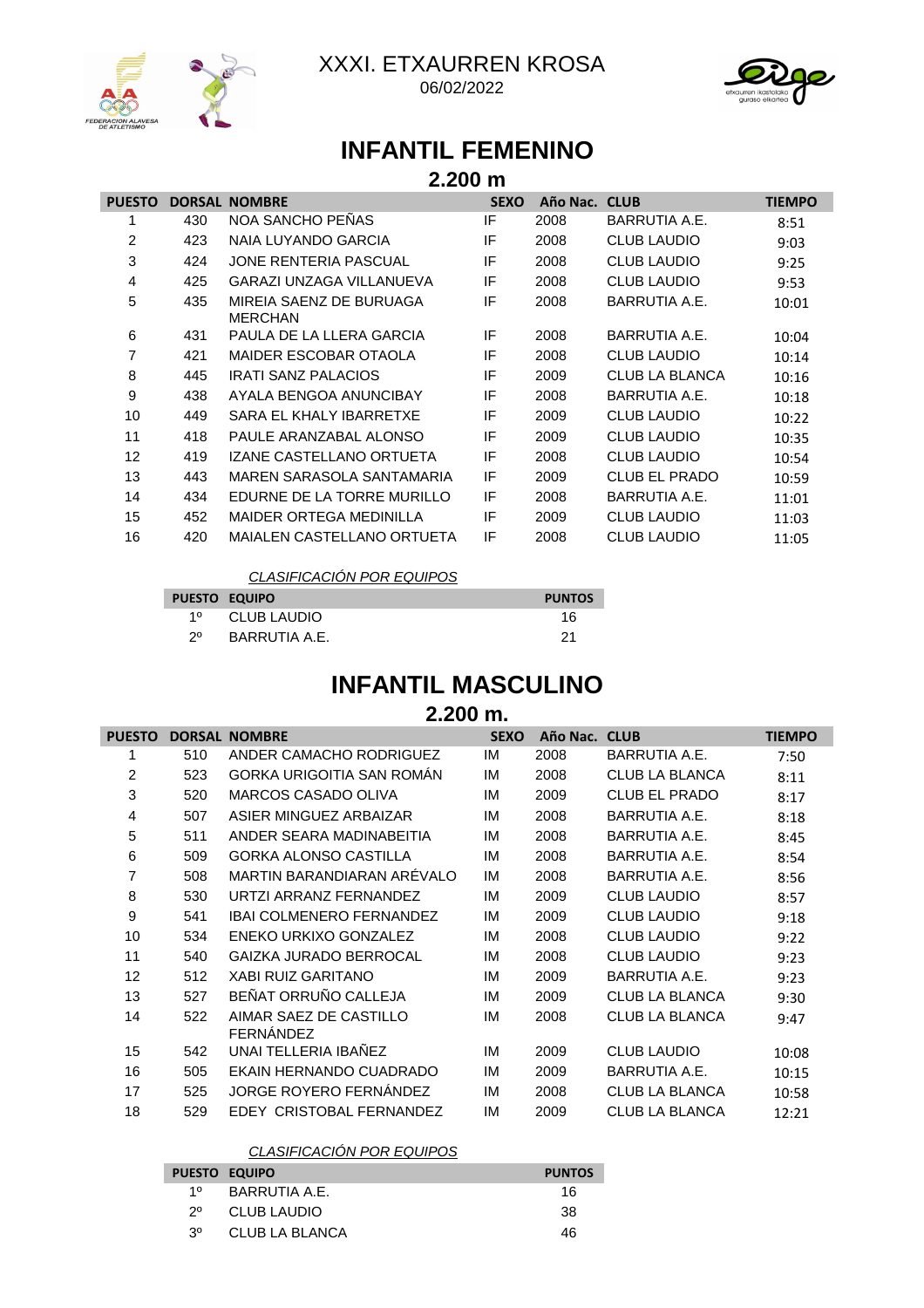# XXXI. ETXAURREN KROSA

06/02/2022

## INFANTIL FEMENINO

### 2.200 m

| PUESTO | DORSAL | NOMBRE | SEXO | Año Nac. | CLUB | TIEMPO |
|---|---|---|---|---|---|---|
| 1 | 430 | NOA SANCHO PEÑAS | IF | 2008 | BARRUTIA A.E. | 8:51 |
| 2 | 423 | NAIA LUYANDO GARCIA | IF | 2008 | CLUB LAUDIO | 9:03 |
| 3 | 424 | JONE RENTERIA PASCUAL | IF | 2008 | CLUB LAUDIO | 9:25 |
| 4 | 425 | GARAZI UNZAGA VILLANUEVA | IF | 2008 | CLUB LAUDIO | 9:53 |
| 5 | 435 | MIREIA SAENZ DE BURUAGA MERCHAN | IF | 2008 | BARRUTIA A.E. | 10:01 |
| 6 | 431 | PAULA DE LA LLERA GARCIA | IF | 2008 | BARRUTIA A.E. | 10:04 |
| 7 | 421 | MAIDER ESCOBAR OTAOLA | IF | 2008 | CLUB LAUDIO | 10:14 |
| 8 | 445 | IRATI SANZ PALACIOS | IF | 2009 | CLUB LA BLANCA | 10:16 |
| 9 | 438 | AYALA BENGOA ANUNCIBAY | IF | 2008 | BARRUTIA A.E. | 10:18 |
| 10 | 449 | SARA EL KHALY IBARRETXE | IF | 2009 | CLUB LAUDIO | 10:22 |
| 11 | 418 | PAULE ARANZABAL ALONSO | IF | 2009 | CLUB LAUDIO | 10:35 |
| 12 | 419 | IZANE CASTELLANO ORTUETA | IF | 2008 | CLUB LAUDIO | 10:54 |
| 13 | 443 | MAREN SARASOLA SANTAMARIA | IF | 2009 | CLUB EL PRADO | 10:59 |
| 14 | 434 | EDURNE DE LA TORRE MURILLO | IF | 2008 | BARRUTIA A.E. | 11:01 |
| 15 | 452 | MAIDER ORTEGA MEDINILLA | IF | 2009 | CLUB LAUDIO | 11:03 |
| 16 | 420 | MAIALEN CASTELLANO ORTUETA | IF | 2008 | CLUB LAUDIO | 11:05 |

*CLASIFICACIÓN POR EQUIPOS*

| PUESTO | EQUIPO | PUNTOS |
|---|---|---|
| 1º | CLUB LAUDIO | 16 |
| 2º | BARRUTIA A.E. | 21 |

## INFANTIL MASCULINO

### 2.200 m.

| PUESTO | DORSAL | NOMBRE | SEXO | Año Nac. | CLUB | TIEMPO |
|---|---|---|---|---|---|---|
| 1 | 510 | ANDER CAMACHO RODRIGUEZ | IM | 2008 | BARRUTIA A.E. | 7:50 |
| 2 | 523 | GORKA URIGOITIA SAN ROMÁN | IM | 2008 | CLUB LA BLANCA | 8:11 |
| 3 | 520 | MARCOS CASADO OLIVA | IM | 2009 | CLUB EL PRADO | 8:17 |
| 4 | 507 | ASIER MINGUEZ ARBAIZAR | IM | 2008 | BARRUTIA A.E. | 8:18 |
| 5 | 511 | ANDER SEARA MADINABEITIA | IM | 2008 | BARRUTIA A.E. | 8:45 |
| 6 | 509 | GORKA ALONSO CASTILLA | IM | 2008 | BARRUTIA A.E. | 8:54 |
| 7 | 508 | MARTIN BARANDIARAN ARÉVALO | IM | 2008 | BARRUTIA A.E. | 8:56 |
| 8 | 530 | URTZI ARRANZ FERNANDEZ | IM | 2009 | CLUB LAUDIO | 8:57 |
| 9 | 541 | IBAI COLMENERO FERNANDEZ | IM | 2009 | CLUB LAUDIO | 9:18 |
| 10 | 534 | ENEKO URKIXO GONZALEZ | IM | 2008 | CLUB LAUDIO | 9:22 |
| 11 | 540 | GAIZKA JURADO BERROCAL | IM | 2008 | CLUB LAUDIO | 9:23 |
| 12 | 512 | XABI RUIZ GARITANO | IM | 2009 | BARRUTIA A.E. | 9:23 |
| 13 | 527 | BEÑAT ORRUÑO CALLEJA | IM | 2009 | CLUB LA BLANCA | 9:30 |
| 14 | 522 | AIMAR SAEZ DE CASTILLO FERNÁNDEZ | IM | 2008 | CLUB LA BLANCA | 9:47 |
| 15 | 542 | UNAI TELLERIA IBAÑEZ | IM | 2009 | CLUB LAUDIO | 10:08 |
| 16 | 505 | EKAIN HERNANDO CUADRADO | IM | 2009 | BARRUTIA A.E. | 10:15 |
| 17 | 525 | JORGE ROYERO FERNÁNDEZ | IM | 2008 | CLUB LA BLANCA | 10:58 |
| 18 | 529 | EDEY CRISTOBAL FERNANDEZ | IM | 2009 | CLUB LA BLANCA | 12:21 |

*CLASIFICACIÓN POR EQUIPOS*

| PUESTO | EQUIPO | PUNTOS |
|---|---|---|
| 1º | BARRUTIA A.E. | 16 |
| 2º | CLUB LAUDIO | 38 |
| 3º | CLUB LA BLANCA | 46 |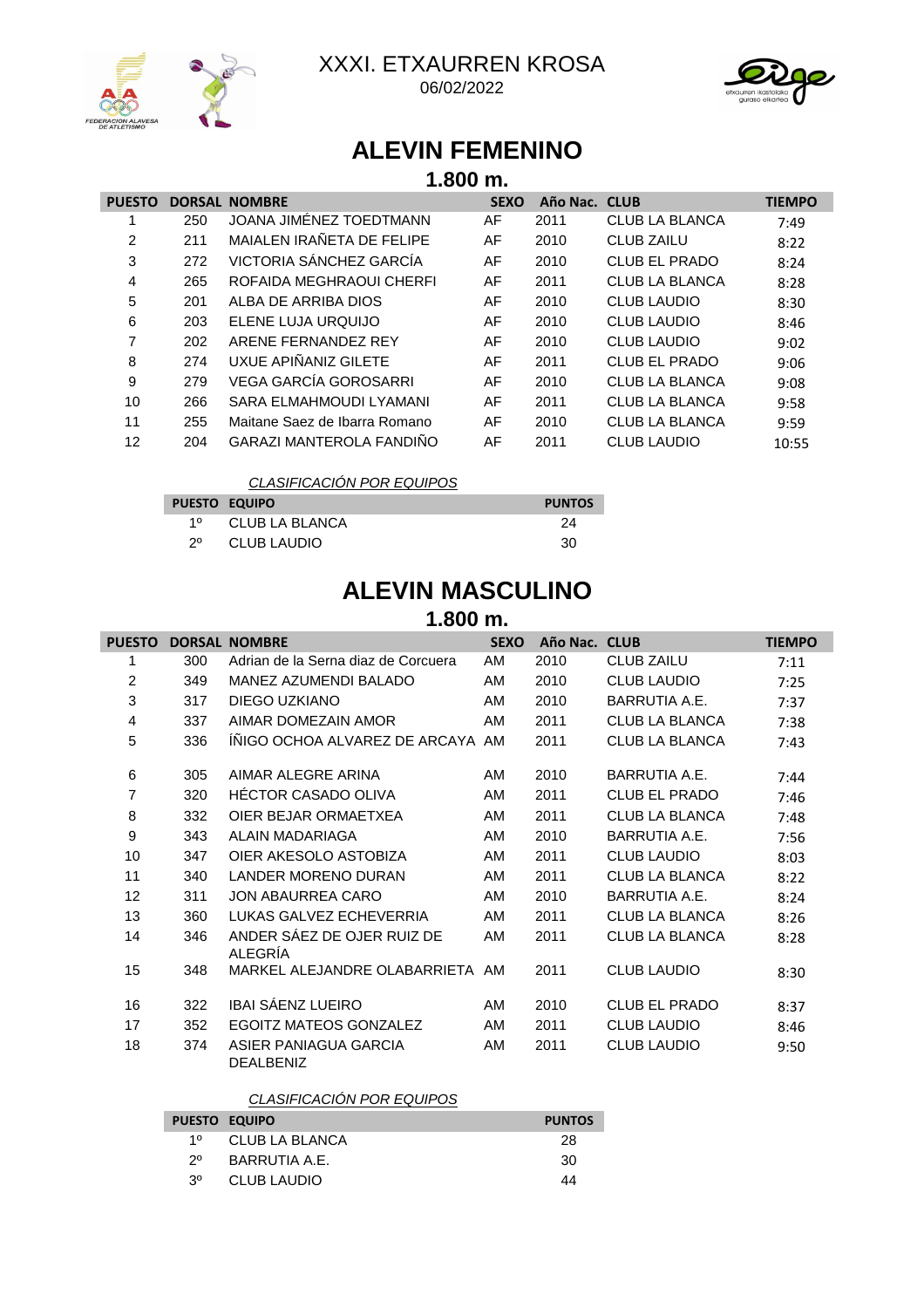XXXI. ETXAURREN KROSA

06/02/2022

# ALEVIN FEMENINO

## 1.800 m.

| PUESTO | DORSAL | NOMBRE | SEXO | Año Nac. | CLUB | TIEMPO |
|---|---|---|---|---|---|---|
| 1 | 250 | JOANA JIMÉNEZ TOEDTMANN | AF | 2011 | CLUB LA BLANCA | 7:49 |
| 2 | 211 | MAIALEN IRAÑETA DE FELIPE | AF | 2010 | CLUB ZAILU | 8:22 |
| 3 | 272 | VICTORIA SÁNCHEZ GARCÍA | AF | 2010 | CLUB EL PRADO | 8:24 |
| 4 | 265 | ROFAIDA MEGHRAOUI CHERFI | AF | 2011 | CLUB LA BLANCA | 8:28 |
| 5 | 201 | ALBA DE ARRIBA DIOS | AF | 2010 | CLUB LAUDIO | 8:30 |
| 6 | 203 | ELENE LUJA URQUIJO | AF | 2010 | CLUB LAUDIO | 8:46 |
| 7 | 202 | ARENE FERNANDEZ REY | AF | 2010 | CLUB LAUDIO | 9:02 |
| 8 | 274 | UXUE APIÑANIZ GILETE | AF | 2011 | CLUB EL PRADO | 9:06 |
| 9 | 279 | VEGA GARCÍA GOROSARRI | AF | 2010 | CLUB LA BLANCA | 9:08 |
| 10 | 266 | SARA ELMAHMOUDI LYAMANI | AF | 2011 | CLUB LA BLANCA | 9:58 |
| 11 | 255 | Maitane Saez de Ibarra Romano | AF | 2010 | CLUB LA BLANCA | 9:59 |
| 12 | 204 | GARAZI MANTEROLA FANDIÑO | AF | 2011 | CLUB LAUDIO | 10:55 |

*CLASIFICACIÓN POR EQUIPOS*

| PUESTO | EQUIPO | PUNTOS |
|---|---|---|
| 1º | CLUB LA BLANCA | 24 |
| 2º | CLUB LAUDIO | 30 |

# ALEVIN MASCULINO

## 1.800 m.

| PUESTO | DORSAL | NOMBRE | SEXO | Año Nac. | CLUB | TIEMPO |
|---|---|---|---|---|---|---|
| 1 | 300 | Adrian de la Serna diaz de Corcuera | AM | 2010 | CLUB ZAILU | 7:11 |
| 2 | 349 | MANEZ AZUMENDI BALADO | AM | 2010 | CLUB LAUDIO | 7:25 |
| 3 | 317 | DIEGO UZKIANO | AM | 2010 | BARRUTIA A.E. | 7:37 |
| 4 | 337 | AIMAR DOMEZAIN AMOR | AM | 2011 | CLUB LA BLANCA | 7:38 |
| 5 | 336 | ÍÑIGO OCHOA ALVAREZ DE ARCAYA | AM | 2011 | CLUB LA BLANCA | 7:43 |
| 6 | 305 | AIMAR ALEGRE ARINA | AM | 2010 | BARRUTIA A.E. | 7:44 |
| 7 | 320 | HÉCTOR CASADO OLIVA | AM | 2011 | CLUB EL PRADO | 7:46 |
| 8 | 332 | OIER BEJAR ORMAETXEA | AM | 2011 | CLUB LA BLANCA | 7:48 |
| 9 | 343 | ALAIN MADARIAGA | AM | 2010 | BARRUTIA A.E. | 7:56 |
| 10 | 347 | OIER AKESOLO ASTOBIZA | AM | 2011 | CLUB LAUDIO | 8:03 |
| 11 | 340 | LANDER MORENO DURAN | AM | 2011 | CLUB LA BLANCA | 8:22 |
| 12 | 311 | JON ABAURREA CARO | AM | 2010 | BARRUTIA A.E. | 8:24 |
| 13 | 360 | LUKAS GALVEZ ECHEVERRIA | AM | 2011 | CLUB LA BLANCA | 8:26 |
| 14 | 346 | ANDER SÁEZ DE OJER RUIZ DE ALEGRÍA | AM | 2011 | CLUB LA BLANCA | 8:28 |
| 15 | 348 | MARKEL ALEJANDRE OLABARRIETA | AM | 2011 | CLUB LAUDIO | 8:30 |
| 16 | 322 | IBAI SÁENZ LUEIRO | AM | 2010 | CLUB EL PRADO | 8:37 |
| 17 | 352 | EGOITZ MATEOS GONZALEZ | AM | 2011 | CLUB LAUDIO | 8:46 |
| 18 | 374 | ASIER PANIAGUA GARCIA DEALBENIZ | AM | 2011 | CLUB LAUDIO | 9:50 |

*CLASIFICACIÓN POR EQUIPOS*

| PUESTO | EQUIPO | PUNTOS |
|---|---|---|
| 1º | CLUB LA BLANCA | 28 |
| 2º | BARRUTIA A.E. | 30 |
| 3º | CLUB LAUDIO | 44 |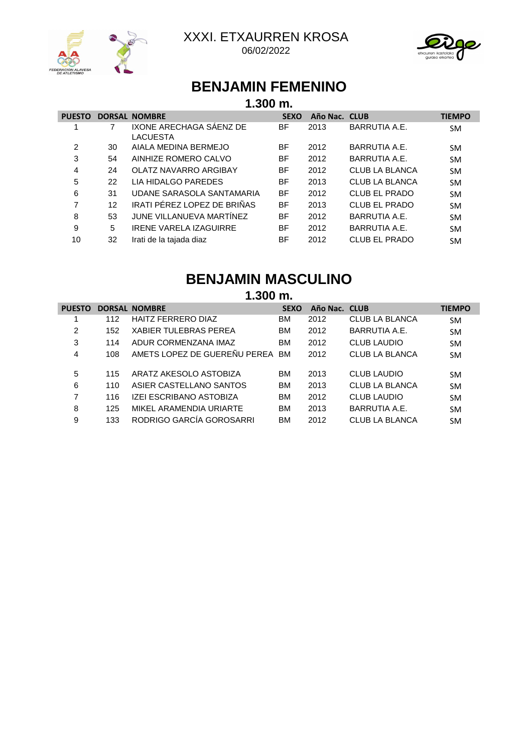XXXI. ETXAURREN KROSA

06/02/2022

# BENJAMIN FEMENINO

## 1.300 m.

| PUESTO | DORSAL | NOMBRE | SEXO | Año Nac. | CLUB | TIEMPO |
|---|---|---|---|---|---|---|
| 1 | 7 | IXONE ARECHAGA SÁENZ DE LACUESTA | BF | 2013 | BARRUTIA A.E. | SM |
| 2 | 30 | AIALA MEDINA BERMEJO | BF | 2012 | BARRUTIA A.E. | SM |
| 3 | 54 | AINHIZE ROMERO CALVO | BF | 2012 | BARRUTIA A.E. | SM |
| 4 | 24 | OLATZ NAVARRO ARGIBAY | BF | 2012 | CLUB LA BLANCA | SM |
| 5 | 22 | LIA HIDALGO PAREDES | BF | 2013 | CLUB LA BLANCA | SM |
| 6 | 31 | UDANE SARASOLA SANTAMARIA | BF | 2012 | CLUB EL PRADO | SM |
| 7 | 12 | IRATI PÉREZ LOPEZ DE BRIÑAS | BF | 2013 | CLUB EL PRADO | SM |
| 8 | 53 | JUNE VILLANUEVA MARTÍNEZ | BF | 2012 | BARRUTIA A.E. | SM |
| 9 | 5 | IRENE VARELA IZAGUIRRE | BF | 2012 | BARRUTIA A.E. | SM |
| 10 | 32 | Irati de la tajada diaz | BF | 2012 | CLUB EL PRADO | SM |

# BENJAMIN MASCULINO

## 1.300 m.

| PUESTO | DORSAL | NOMBRE | SEXO | Año Nac. | CLUB | TIEMPO |
|---|---|---|---|---|---|---|
| 1 | 112 | HAITZ FERRERO DIAZ | BM | 2012 | CLUB LA BLANCA | SM |
| 2 | 152 | XABIER TULEBRAS PEREA | BM | 2012 | BARRUTIA A.E. | SM |
| 3 | 114 | ADUR CORMENZANA IMAZ | BM | 2012 | CLUB LAUDIO | SM |
| 4 | 108 | AMETS LOPEZ DE GUEREÑU PEREA | BM | 2012 | CLUB LA BLANCA | SM |
| 5 | 115 | ARATZ AKESOLO ASTOBIZA | BM | 2013 | CLUB LAUDIO | SM |
| 6 | 110 | ASIER CASTELLANO SANTOS | BM | 2013 | CLUB LA BLANCA | SM |
| 7 | 116 | IZEI ESCRIBANO ASTOBIZA | BM | 2012 | CLUB LAUDIO | SM |
| 8 | 125 | MIKEL ARAMENDIA URIARTE | BM | 2013 | BARRUTIA A.E. | SM |
| 9 | 133 | RODRIGO GARCÍA GOROSARRI | BM | 2012 | CLUB LA BLANCA | SM |